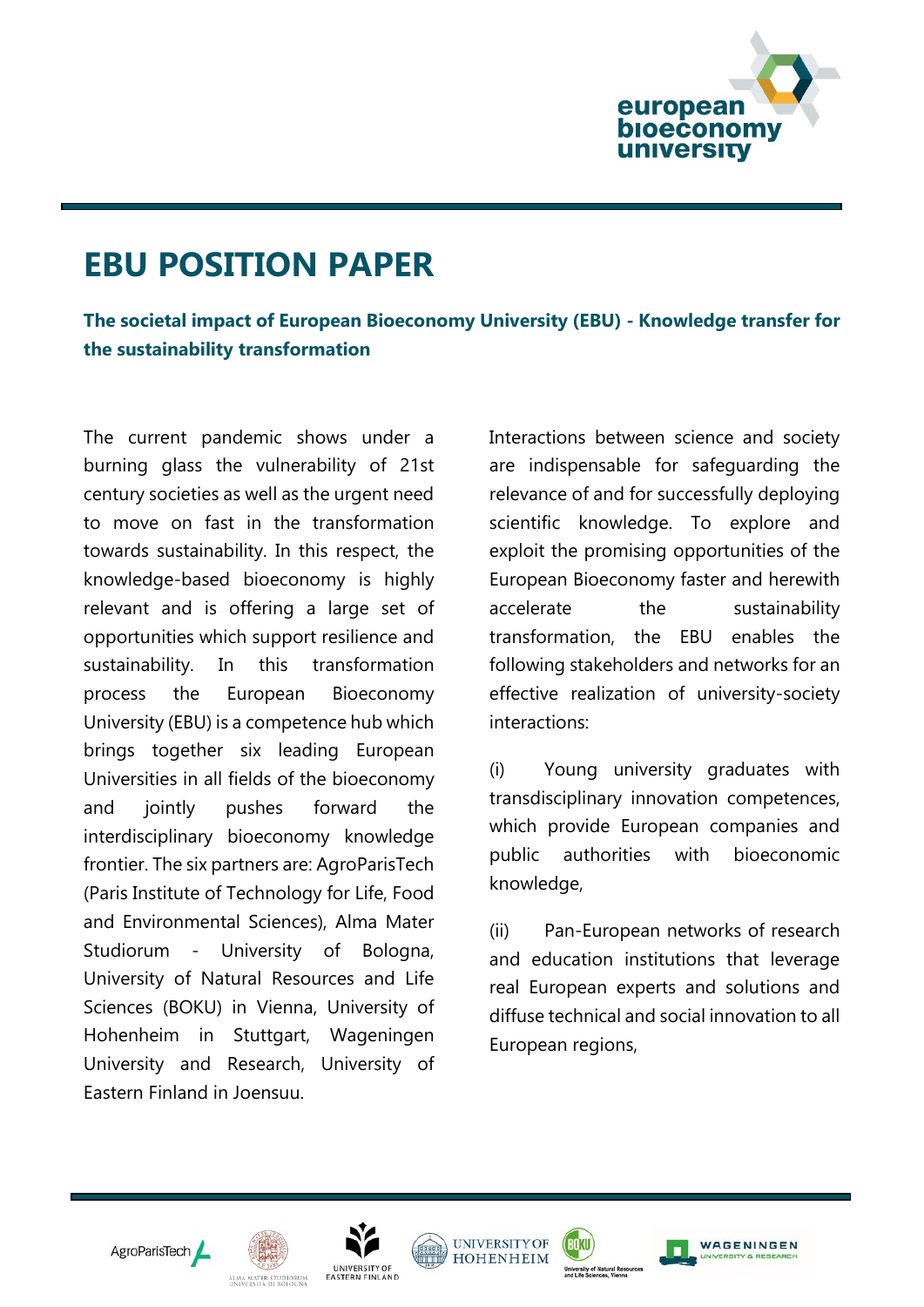# EBU POSITION PAPER

**The societal impact of European Bioeconomy University (EBU) - Knowledge transfer for the sustainability transformation**

The current pandemic shows under a burning glass the vulnerability of 21st century societies as well as the urgent need to move on fast in the transformation towards sustainability. In this respect, the knowledge-based bioeconomy is highly relevant and is offering a large set of opportunities which support resilience and sustainability. In this transformation process the European Bioeconomy University (EBU) is a competence hub which brings together six leading European Universities in all fields of the bioeconomy and jointly pushes forward the interdisciplinary bioeconomy knowledge frontier. The six partners are: AgroParisTech (Paris Institute of Technology for Life, Food and Environmental Sciences), Alma Mater Studiorum - University of Bologna, University of Natural Resources and Life Sciences (BOKU) in Vienna, University of Hohenheim in Stuttgart, Wageningen University and Research, University of Eastern Finland in Joensuu.

Interactions between science and society are indispensable for safeguarding the relevance of and for successfully deploying scientific knowledge. To explore and exploit the promising opportunities of the European Bioeconomy faster and herewith accelerate the sustainability transformation, the EBU enables the following stakeholders and networks for an effective realization of university-society interactions:

(i) Young university graduates with transdisciplinary innovation competences, which provide European companies and public authorities with bioeconomic knowledge,

(ii) Pan-European networks of research and education institutions that leverage real European experts and solutions and diffuse technical and social innovation to all European regions,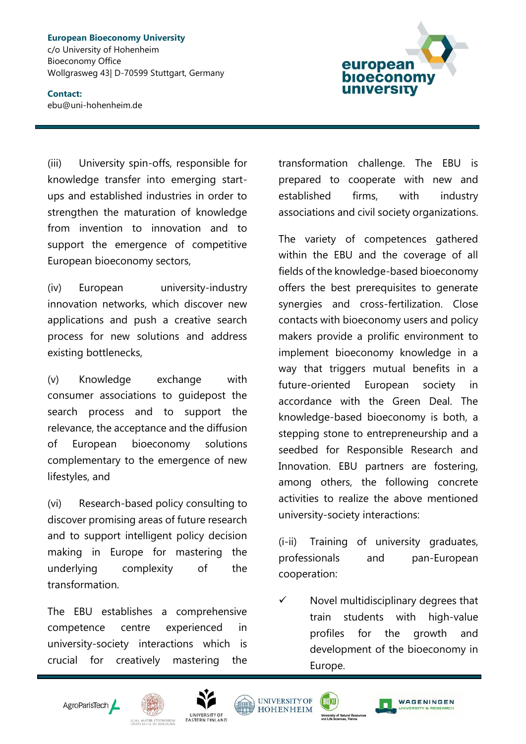(iii) University spin-offs, responsible for knowledge transfer into emerging start-ups and established industries in order to strengthen the maturation of knowledge from invention to innovation and to support the emergence of competitive European bioeconomy sectors,

(iv) European university-industry innovation networks, which discover new applications and push a creative search process for new solutions and address existing bottlenecks,

(v) Knowledge exchange with consumer associations to guidepost the search process and to support the relevance, the acceptance and the diffusion of European bioeconomy solutions complementary to the emergence of new lifestyles, and

(vi) Research-based policy consulting to discover promising areas of future research and to support intelligent policy decision making in Europe for mastering the underlying complexity of the transformation.

The EBU establishes a comprehensive competence centre experienced in university-society interactions which is crucial for creatively mastering the transformation challenge. The EBU is prepared to cooperate with new and established firms, with industry associations and civil society organizations.

The variety of competences gathered within the EBU and the coverage of all fields of the knowledge-based bioeconomy offers the best prerequisites to generate synergies and cross-fertilization. Close contacts with bioeconomy users and policy makers provide a prolific environment to implement bioeconomy knowledge in a way that triggers mutual benefits in a future-oriented European society in accordance with the Green Deal. The knowledge-based bioeconomy is both, a stepping stone to entrepreneurship and a seedbed for Responsible Research and Innovation. EBU partners are fostering, among others, the following concrete activities to realize the above mentioned university-society interactions:

(i-ii) Training of university graduates, professionals and pan-European cooperation:

- ✓ Novel multidisciplinary degrees that train students with high-value profiles for the growth and development of the bioeconomy in Europe.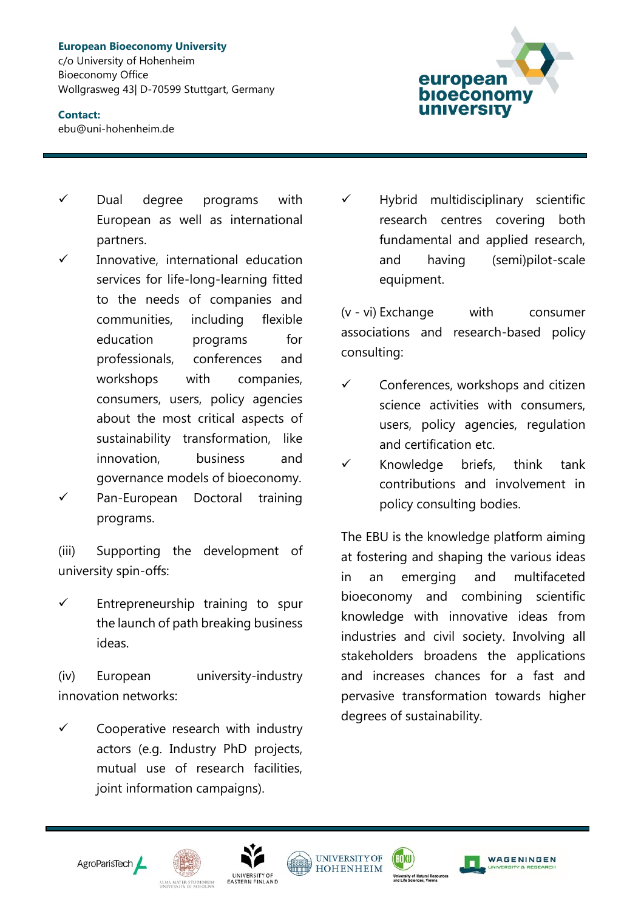- ✓ Dual degree programs with European as well as international partners.
- ✓ Innovative, international education services for life-long-learning fitted to the needs of companies and communities, including flexible education programs for professionals, conferences and workshops with companies, consumers, users, policy agencies about the most critical aspects of sustainability transformation, like innovation, business and governance models of bioeconomy.
- ✓ Pan-European Doctoral training programs.

(iii) Supporting the development of university spin-offs:

- ✓ Entrepreneurship training to spur the launch of path breaking business ideas.

(iv) European university-industry innovation networks:

- ✓ Cooperative research with industry actors (e.g. Industry PhD projects, mutual use of research facilities, joint information campaigns).
- ✓ Hybrid multidisciplinary scientific research centres covering both fundamental and applied research, and having (semi)pilot-scale equipment.

(v - vi) Exchange with consumer associations and research-based policy consulting:

- ✓ Conferences, workshops and citizen science activities with consumers, users, policy agencies, regulation and certification etc.
- ✓ Knowledge briefs, think tank contributions and involvement in policy consulting bodies.

The EBU is the knowledge platform aiming at fostering and shaping the various ideas in an emerging and multifaceted bioeconomy and combining scientific knowledge with innovative ideas from industries and civil society. Involving all stakeholders broadens the applications and increases chances for a fast and pervasive transformation towards higher degrees of sustainability.